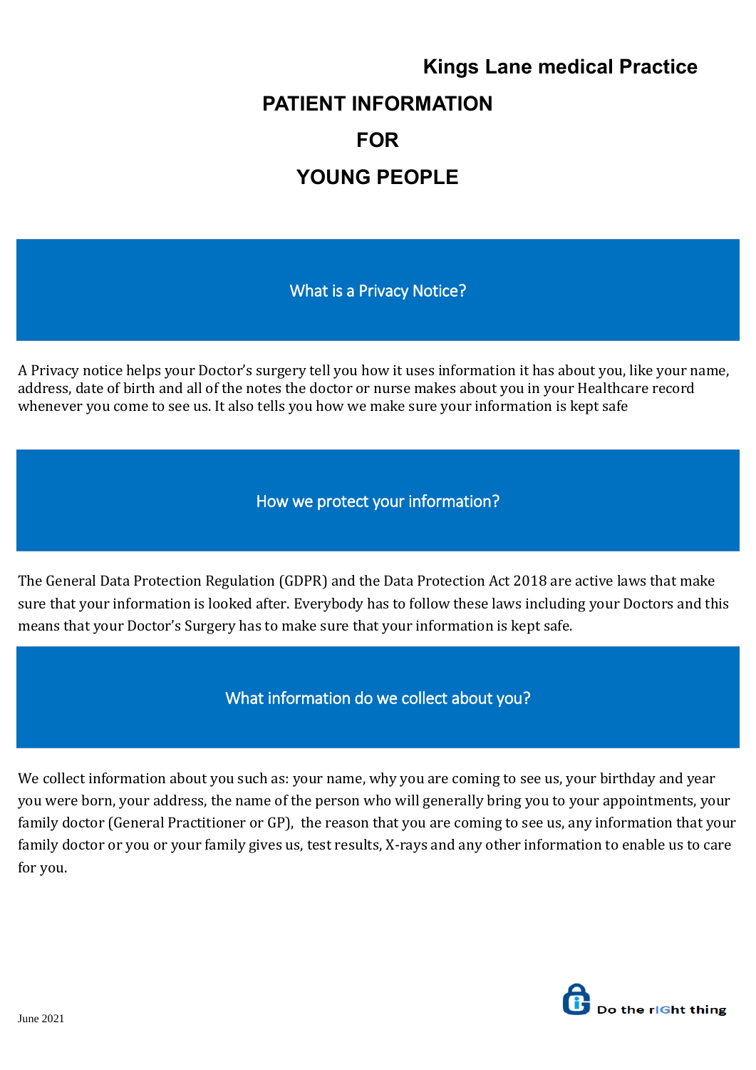**Kings Lane medical Practice**

# PATIENT INFORMATION FOR YOUNG PEOPLE

## What is a Privacy Notice?

A Privacy notice helps your Doctor's surgery tell you how it uses information it has about you, like your name, address, date of birth and all of the notes the doctor or nurse makes about you in your Healthcare record whenever you come to see us. It also tells you how we make sure your information is kept safe

## How we protect your information?

The General Data Protection Regulation (GDPR) and the Data Protection Act 2018 are active laws that make sure that your information is looked after. Everybody has to follow these laws including your Doctors and this means that your Doctor's Surgery has to make sure that your information is kept safe.

## What information do we collect about you?

We collect information about you such as: your name, why you are coming to see us, your birthday and year you were born, your address, the name of the person who will generally bring you to your appointments, your family doctor (General Practitioner or GP), the reason that you are coming to see us, any information that your family doctor or you or your family gives us, test results, X-rays and any other information to enable us to care for you.

June 2021

Do the rIGht thing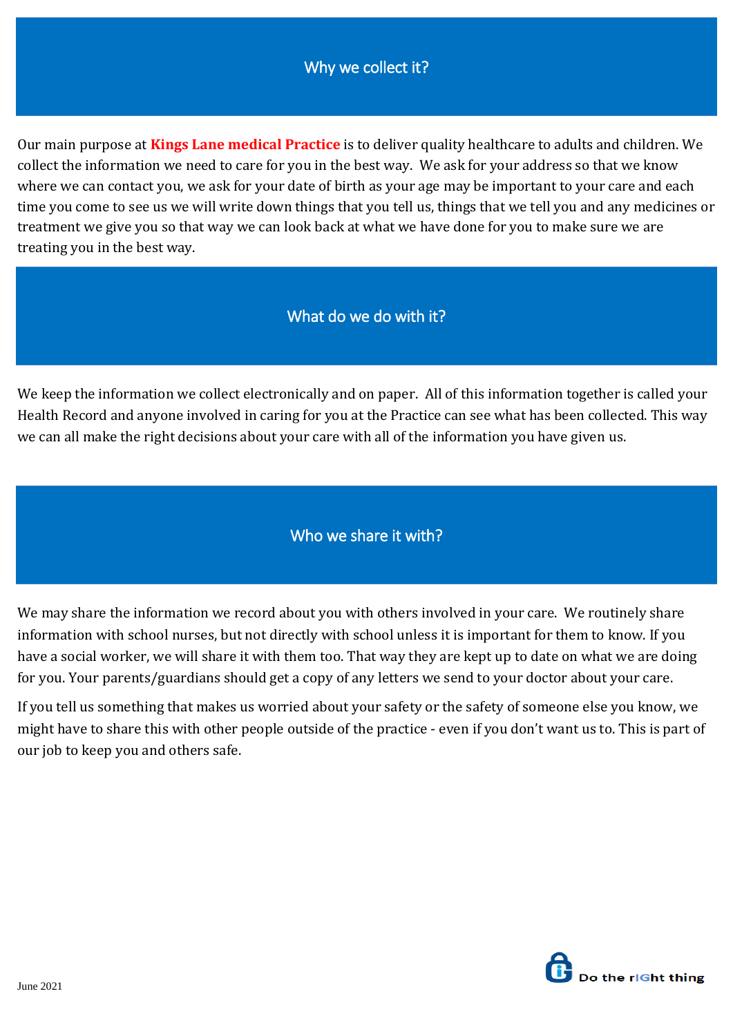## Why we collect it?

Our main purpose at **Kings Lane medical Practice** is to deliver quality healthcare to adults and children. We collect the information we need to care for you in the best way. We ask for your address so that we know where we can contact you, we ask for your date of birth as your age may be important to your care and each time you come to see us we will write down things that you tell us, things that we tell you and any medicines or treatment we give you so that way we can look back at what we have done for you to make sure we are treating you in the best way.

## What do we do with it?

We keep the information we collect electronically and on paper. All of this information together is called your Health Record and anyone involved in caring for you at the Practice can see what has been collected. This way we can all make the right decisions about your care with all of the information you have given us.

## Who we share it with?

We may share the information we record about you with others involved in your care. We routinely share information with school nurses, but not directly with school unless it is important for them to know. If you have a social worker, we will share it with them too. That way they are kept up to date on what we are doing for you. Your parents/guardians should get a copy of any letters we send to your doctor about your care.

If you tell us something that makes us worried about your safety or the safety of someone else you know, we might have to share this with other people outside of the practice - even if you don't want us to. This is part of our job to keep you and others safe.

June 2021

Do the rIGht thing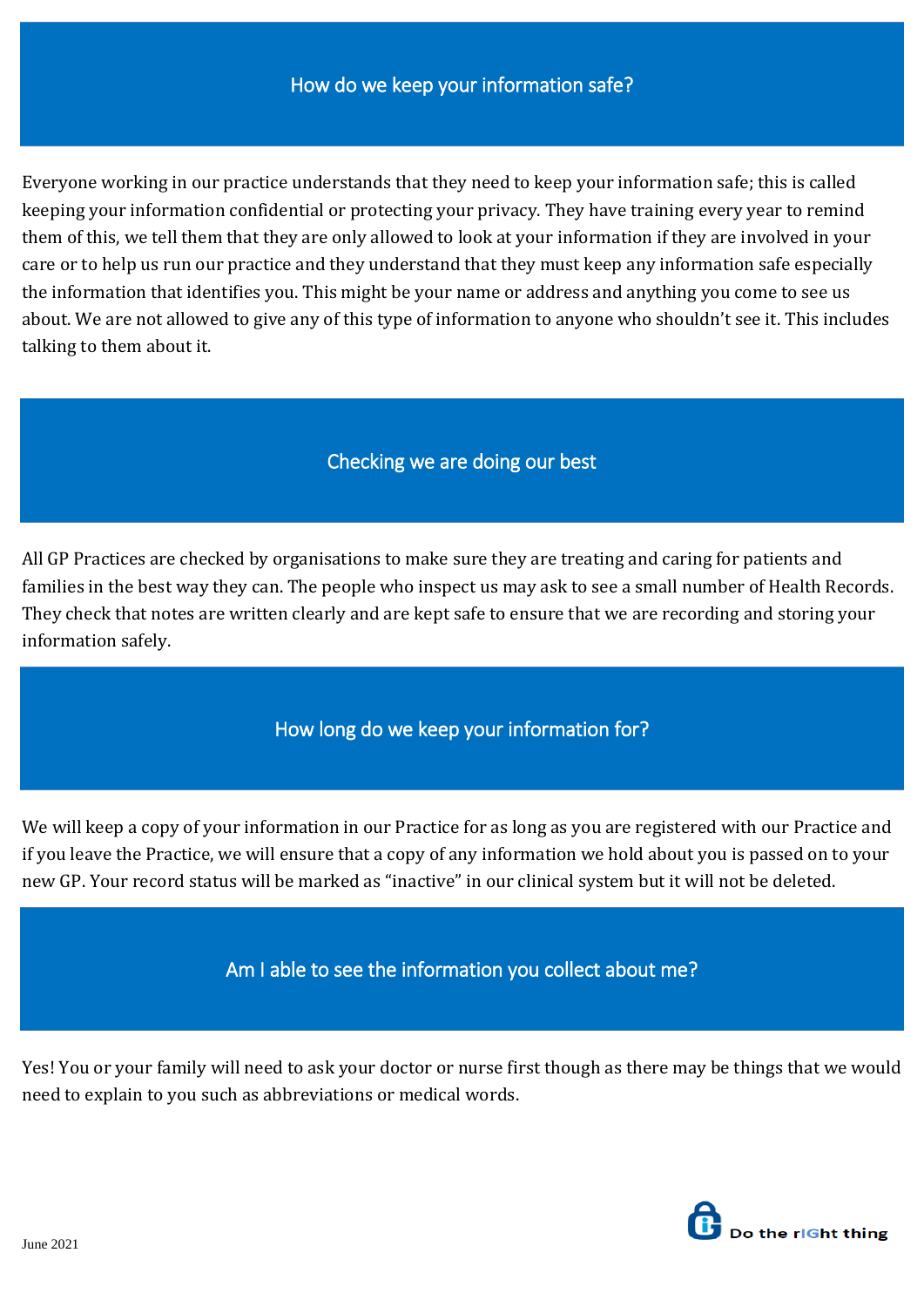## How do we keep your information safe?

Everyone working in our practice understands that they need to keep your information safe; this is called keeping your information confidential or protecting your privacy. They have training every year to remind them of this, we tell them that they are only allowed to look at your information if they are involved in your care or to help us run our practice and they understand that they must keep any information safe especially the information that identifies you. This might be your name or address and anything you come to see us about. We are not allowed to give any of this type of information to anyone who shouldn't see it. This includes talking to them about it.

## Checking we are doing our best

All GP Practices are checked by organisations to make sure they are treating and caring for patients and families in the best way they can. The people who inspect us may ask to see a small number of Health Records. They check that notes are written clearly and are kept safe to ensure that we are recording and storing your information safely.

## How long do we keep your information for?

We will keep a copy of your information in our Practice for as long as you are registered with our Practice and if you leave the Practice, we will ensure that a copy of any information we hold about you is passed on to your new GP. Your record status will be marked as "inactive" in our clinical system but it will not be deleted.

## Am I able to see the information you collect about me?

Yes! You or your family will need to ask your doctor or nurse first though as there may be things that we would need to explain to you such as abbreviations or medical words.

June 2021

Do the rIGht thing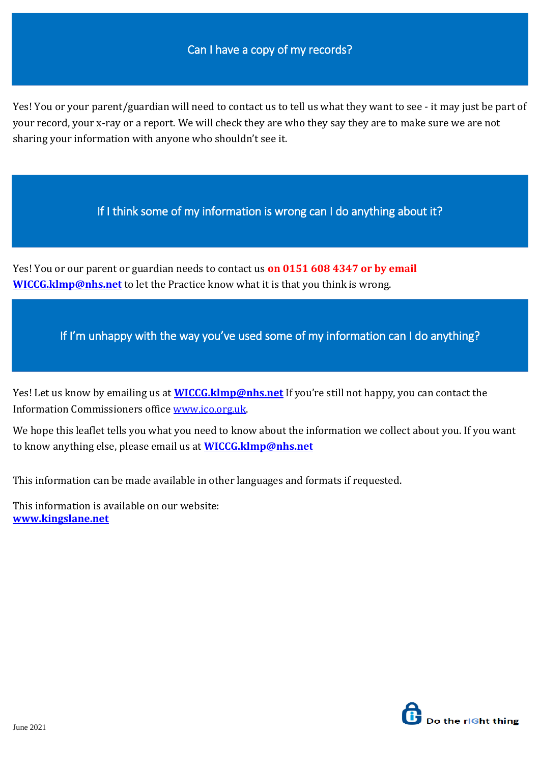## Can I have a copy of my records?

Yes! You or your parent/guardian will need to contact us to tell us what they want to see - it may just be part of your record, your x-ray or a report. We will check they are who they say they are to make sure we are not sharing your information with anyone who shouldn't see it.

## If I think some of my information is wrong can I do anything about it?

Yes! You or our parent or guardian needs to contact us **on 0151 608 4347 or by email** **WICCG.klmp@nhs.net** to let the Practice know what it is that you think is wrong.

## If I'm unhappy with the way you've used some of my information can I do anything?

Yes! Let us know by emailing us at **WICCG.klmp@nhs.net** If you're still not happy, you can contact the Information Commissioners office www.ico.org.uk.

We hope this leaflet tells you what you need to know about the information we collect about you. If you want to know anything else, please email us at **WICCG.klmp@nhs.net**

This information can be made available in other languages and formats if requested.

This information is available on our website:
**www.kingslane.net**

June 2021

Do the rIGht thing